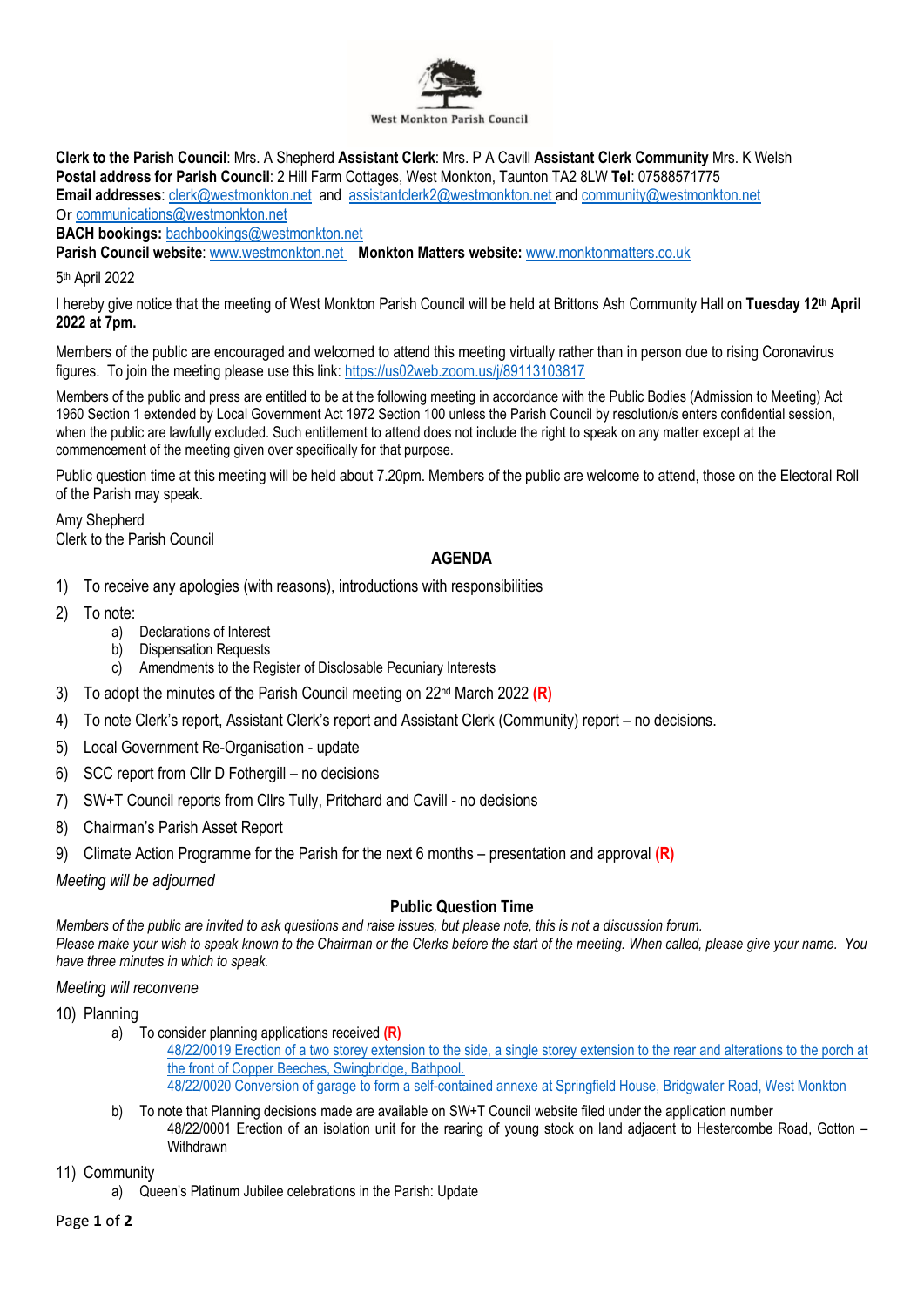West Monkton Parish Council

**Clerk to the Parish Council**: Mrs. A Shepherd **Assistant Clerk**: Mrs. P A Cavill **Assistant Clerk Community** Mrs. K Welsh
**Postal address for Parish Council**: 2 Hill Farm Cottages, West Monkton, Taunton TA2 8LW **Tel**: 07588571775
**Email addresses**: clerk@westmonkton.net and assistantclerk2@westmonkton.net and community@westmonkton.net
Or communications@westmonkton.net
**BACH bookings:** bachbookings@westmonkton.net
**Parish Council website**: www.westmonkton.net **Monkton Matters website:** www.monktonmatters.co.uk

5th April 2022

I hereby give notice that the meeting of West Monkton Parish Council will be held at Brittons Ash Community Hall on **Tuesday 12th April 2022 at 7pm.**

Members of the public are encouraged and welcomed to attend this meeting virtually rather than in person due to rising Coronavirus figures. To join the meeting please use this link: https://us02web.zoom.us/j/89113103817

Members of the public and press are entitled to be at the following meeting in accordance with the Public Bodies (Admission to Meeting) Act 1960 Section 1 extended by Local Government Act 1972 Section 100 unless the Parish Council by resolution/s enters confidential session, when the public are lawfully excluded. Such entitlement to attend does not include the right to speak on any matter except at the commencement of the meeting given over specifically for that purpose.

Public question time at this meeting will be held about 7.20pm. Members of the public are welcome to attend, those on the Electoral Roll of the Parish may speak.

Amy Shepherd
Clerk to the Parish Council

## AGENDA

1) To receive any apologies (with reasons), introductions with responsibilities
2) To note:
   a) Declarations of Interest
   b) Dispensation Requests
   c) Amendments to the Register of Disclosable Pecuniary Interests
3) To adopt the minutes of the Parish Council meeting on 22nd March 2022 **(R)**
4) To note Clerk's report, Assistant Clerk's report and Assistant Clerk (Community) report – no decisions.
5) Local Government Re-Organisation - update
6) SCC report from Cllr D Fothergill – no decisions
7) SW+T Council reports from Cllrs Tully, Pritchard and Cavill - no decisions
8) Chairman's Parish Asset Report
9) Climate Action Programme for the Parish for the next 6 months – presentation and approval **(R)**

*Meeting will be adjourned*

### Public Question Time

*Members of the public are invited to ask questions and raise issues, but please note, this is not a discussion forum.*
*Please make your wish to speak known to the Chairman or the Clerks before the start of the meeting. When called, please give your name. You have three minutes in which to speak.*

*Meeting will reconvene*

10) Planning
    a) To consider planning applications received **(R)**
       48/22/0019 Erection of a two storey extension to the side, a single storey extension to the rear and alterations to the porch at the front of Copper Beeches, Swingbridge, Bathpool.
       48/22/0020 Conversion of garage to form a self-contained annexe at Springfield House, Bridgwater Road, West Monkton
    b) To note that Planning decisions made are available on SW+T Council website filed under the application number
       48/22/0001 Erection of an isolation unit for the rearing of young stock on land adjacent to Hestercombe Road, Gotton – Withdrawn
11) Community
    a) Queen's Platinum Jubilee celebrations in the Parish: Update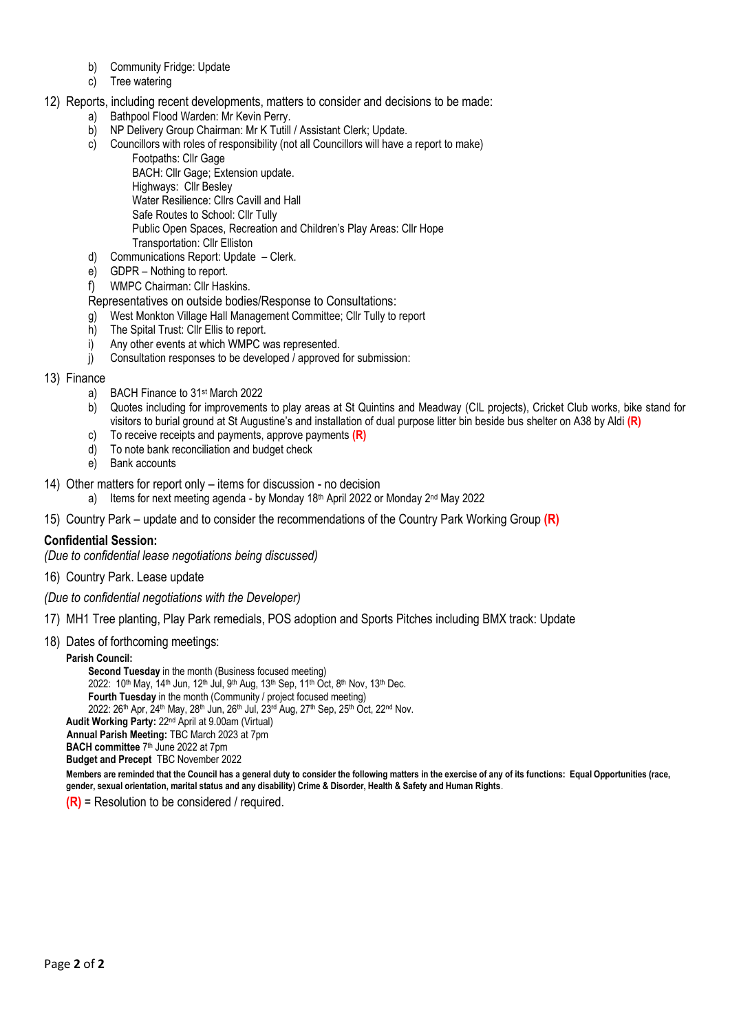- b) Community Fridge: Update
- c) Tree watering

12) Reports, including recent developments, matters to consider and decisions to be made:
- a) Bathpool Flood Warden: Mr Kevin Perry.
- b) NP Delivery Group Chairman: Mr K Tutill / Assistant Clerk; Update.
- c) Councillors with roles of responsibility (not all Councillors will have a report to make)
  - Footpaths: Cllr Gage
  - BACH: Cllr Gage; Extension update.
  - Highways: Cllr Besley
  - Water Resilience: Cllrs Cavill and Hall
  - Safe Routes to School: Cllr Tully
  - Public Open Spaces, Recreation and Children's Play Areas: Cllr Hope
  - Transportation: Cllr Elliston
- d) Communications Report: Update – Clerk.
- e) GDPR – Nothing to report.
- f) WMPC Chairman: Cllr Haskins.

Representatives on outside bodies/Response to Consultations:
- g) West Monkton Village Hall Management Committee; Cllr Tully to report
- h) The Spital Trust: Cllr Ellis to report.
- i) Any other events at which WMPC was represented.
- j) Consultation responses to be developed / approved for submission:

13) Finance
- a) BACH Finance to 31st March 2022
- b) Quotes including for improvements to play areas at St Quintins and Meadway (CIL projects), Cricket Club works, bike stand for visitors to burial ground at St Augustine's and installation of dual purpose litter bin beside bus shelter on A38 by Aldi **(R)**
- c) To receive receipts and payments, approve payments **(R)**
- d) To note bank reconciliation and budget check
- e) Bank accounts

14) Other matters for report only – items for discussion - no decision
- a) Items for next meeting agenda - by Monday 18th April 2022 or Monday 2nd May 2022

15) Country Park – update and to consider the recommendations of the Country Park Working Group **(R)**

**Confidential Session:**

*(Due to confidential lease negotiations being discussed)*

16) Country Park. Lease update

*(Due to confidential negotiations with the Developer)*

17) MH1 Tree planting, Play Park remedials, POS adoption and Sports Pitches including BMX track: Update

18) Dates of forthcoming meetings:

**Parish Council:**

**Second Tuesday** in the month (Business focused meeting)
2022: 10th May, 14th Jun, 12th Jul, 9th Aug, 13th Sep, 11th Oct, 8th Nov, 13th Dec.

**Fourth Tuesday** in the month (Community / project focused meeting)
2022: 26th Apr, 24th May, 28th Jun, 26th Jul, 23rd Aug, 27th Sep, 25th Oct, 22nd Nov.

**Audit Working Party:** 22nd April at 9.00am (Virtual)

**Annual Parish Meeting:** TBC March 2023 at 7pm

**BACH committee** 7th June 2022 at 7pm

**Budget and Precept** TBC November 2022

**Members are reminded that the Council has a general duty to consider the following matters in the exercise of any of its functions: Equal Opportunities (race, gender, sexual orientation, marital status and any disability) Crime & Disorder, Health & Safety and Human Rights**.

**(R)** = Resolution to be considered / required.